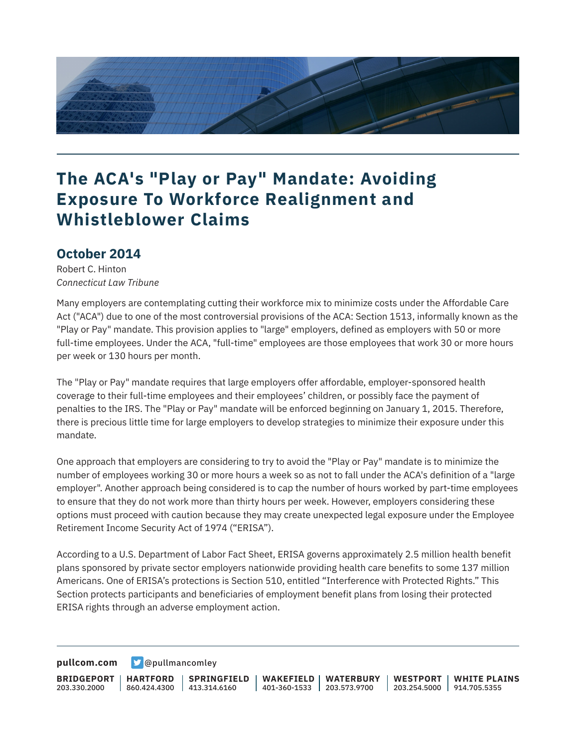# The ACA's "Play or Pay" Mandate: Avoiding Exposure To Workforce Realignment and Whistleblower Claims

## October 2014

Robert C. Hinton

*Connecticut Law Tribune*

Many employers are contemplating cutting their workforce mix to minimize costs under the Affordable Care Act ("ACA") due to one of the most controversial provisions of the ACA: Section 1513, informally known as the "Play or Pay" mandate. This provision applies to "large" employers, defined as employers with 50 or more full-time employees. Under the ACA, "full-time" employees are those employees that work 30 or more hours per week or 130 hours per month.

The "Play or Pay" mandate requires that large employers offer affordable, employer-sponsored health coverage to their full-time employees and their employees' children, or possibly face the payment of penalties to the IRS. The "Play or Pay" mandate will be enforced beginning on January 1, 2015. Therefore, there is precious little time for large employers to develop strategies to minimize their exposure under this mandate.

One approach that employers are considering to try to avoid the "Play or Pay" mandate is to minimize the number of employees working 30 or more hours a week so as not to fall under the ACA's definition of a "large employer". Another approach being considered is to cap the number of hours worked by part-time employees to ensure that they do not work more than thirty hours per week. However, employers considering these options must proceed with caution because they may create unexpected legal exposure under the Employee Retirement Income Security Act of 1974 ("ERISA").

According to a U.S. Department of Labor Fact Sheet, ERISA governs approximately 2.5 million health benefit plans sponsored by private sector employers nationwide providing health care benefits to some 137 million Americans. One of ERISA's protections is Section 510, entitled "Interference with Protected Rights." This Section protects participants and beneficiaries of employment benefit plans from losing their protected ERISA rights through an adverse employment action.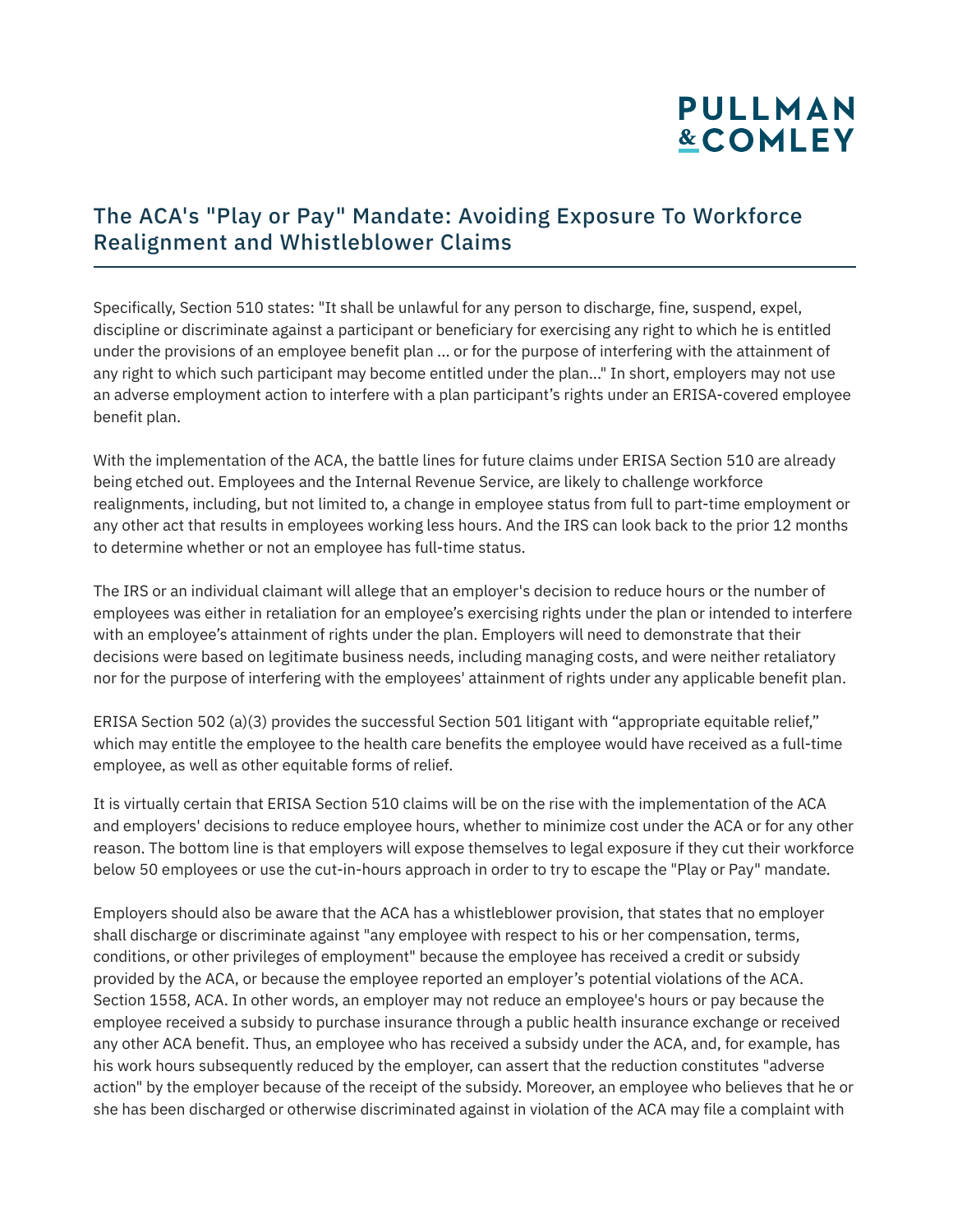Specifically, Section 510 states: "It shall be unlawful for any person to discharge, fine, suspend, expel, discipline or discriminate against a participant or beneficiary for exercising any right to which he is entitled under the provisions of an employee benefit plan ... or for the purpose of interfering with the attainment of any right to which such participant may become entitled under the plan..." In short, employers may not use an adverse employment action to interfere with a plan participant's rights under an ERISA-covered employee benefit plan.

With the implementation of the ACA, the battle lines for future claims under ERISA Section 510 are already being etched out. Employees and the Internal Revenue Service, are likely to challenge workforce realignments, including, but not limited to, a change in employee status from full to part-time employment or any other act that results in employees working less hours. And the IRS can look back to the prior 12 months to determine whether or not an employee has full-time status.

The IRS or an individual claimant will allege that an employer's decision to reduce hours or the number of employees was either in retaliation for an employee's exercising rights under the plan or intended to interfere with an employee's attainment of rights under the plan. Employers will need to demonstrate that their decisions were based on legitimate business needs, including managing costs, and were neither retaliatory nor for the purpose of interfering with the employees' attainment of rights under any applicable benefit plan.

ERISA Section 502 (a)(3) provides the successful Section 501 litigant with "appropriate equitable relief," which may entitle the employee to the health care benefits the employee would have received as a full-time employee, as well as other equitable forms of relief.

It is virtually certain that ERISA Section 510 claims will be on the rise with the implementation of the ACA and employers' decisions to reduce employee hours, whether to minimize cost under the ACA or for any other reason. The bottom line is that employers will expose themselves to legal exposure if they cut their workforce below 50 employees or use the cut-in-hours approach in order to try to escape the "Play or Pay" mandate.

Employers should also be aware that the ACA has a whistleblower provision, that states that no employer shall discharge or discriminate against "any employee with respect to his or her compensation, terms, conditions, or other privileges of employment" because the employee has received a credit or subsidy provided by the ACA, or because the employee reported an employer's potential violations of the ACA. Section 1558, ACA. In other words, an employer may not reduce an employee's hours or pay because the employee received a subsidy to purchase insurance through a public health insurance exchange or received any other ACA benefit. Thus, an employee who has received a subsidy under the ACA, and, for example, has his work hours subsequently reduced by the employer, can assert that the reduction constitutes "adverse action" by the employer because of the receipt of the subsidy. Moreover, an employee who believes that he or she has been discharged or otherwise discriminated against in violation of the ACA may file a complaint with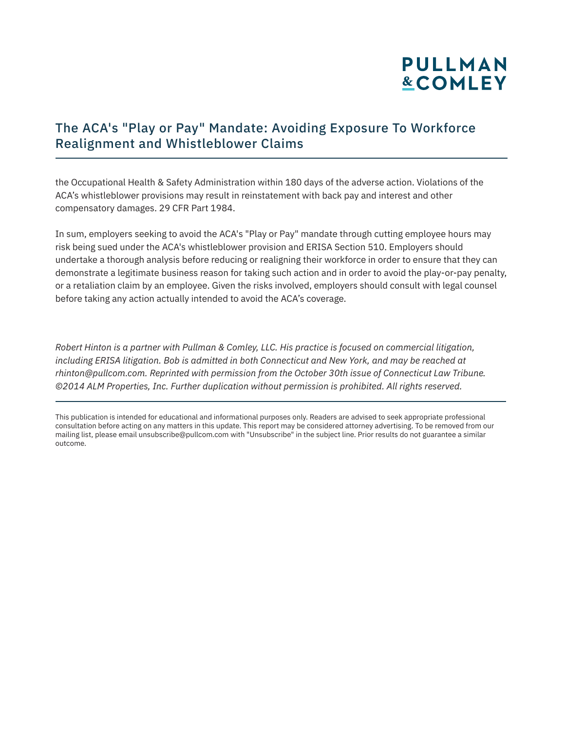the Occupational Health & Safety Administration within 180 days of the adverse action. Violations of the ACA's whistleblower provisions may result in reinstatement with back pay and interest and other compensatory damages. 29 CFR Part 1984.

In sum, employers seeking to avoid the ACA's "Play or Pay" mandate through cutting employee hours may risk being sued under the ACA's whistleblower provision and ERISA Section 510. Employers should undertake a thorough analysis before reducing or realigning their workforce in order to ensure that they can demonstrate a legitimate business reason for taking such action and in order to avoid the play-or-pay penalty, or a retaliation claim by an employee. Given the risks involved, employers should consult with legal counsel before taking any action actually intended to avoid the ACA's coverage.

*Robert Hinton is a partner with Pullman & Comley, LLC. His practice is focused on commercial litigation, including ERISA litigation. Bob is admitted in both Connecticut and New York, and may be reached at rhinton@pullcom.com. Reprinted with permission from the October 30th issue of Connecticut Law Tribune. ©2014 ALM Properties, Inc. Further duplication without permission is prohibited. All rights reserved.*

---

This publication is intended for educational and informational purposes only. Readers are advised to seek appropriate professional consultation before acting on any matters in this update. This report may be considered attorney advertising. To be removed from our mailing list, please email unsubscribe@pullcom.com with "Unsubscribe" in the subject line. Prior results do not guarantee a similar outcome.